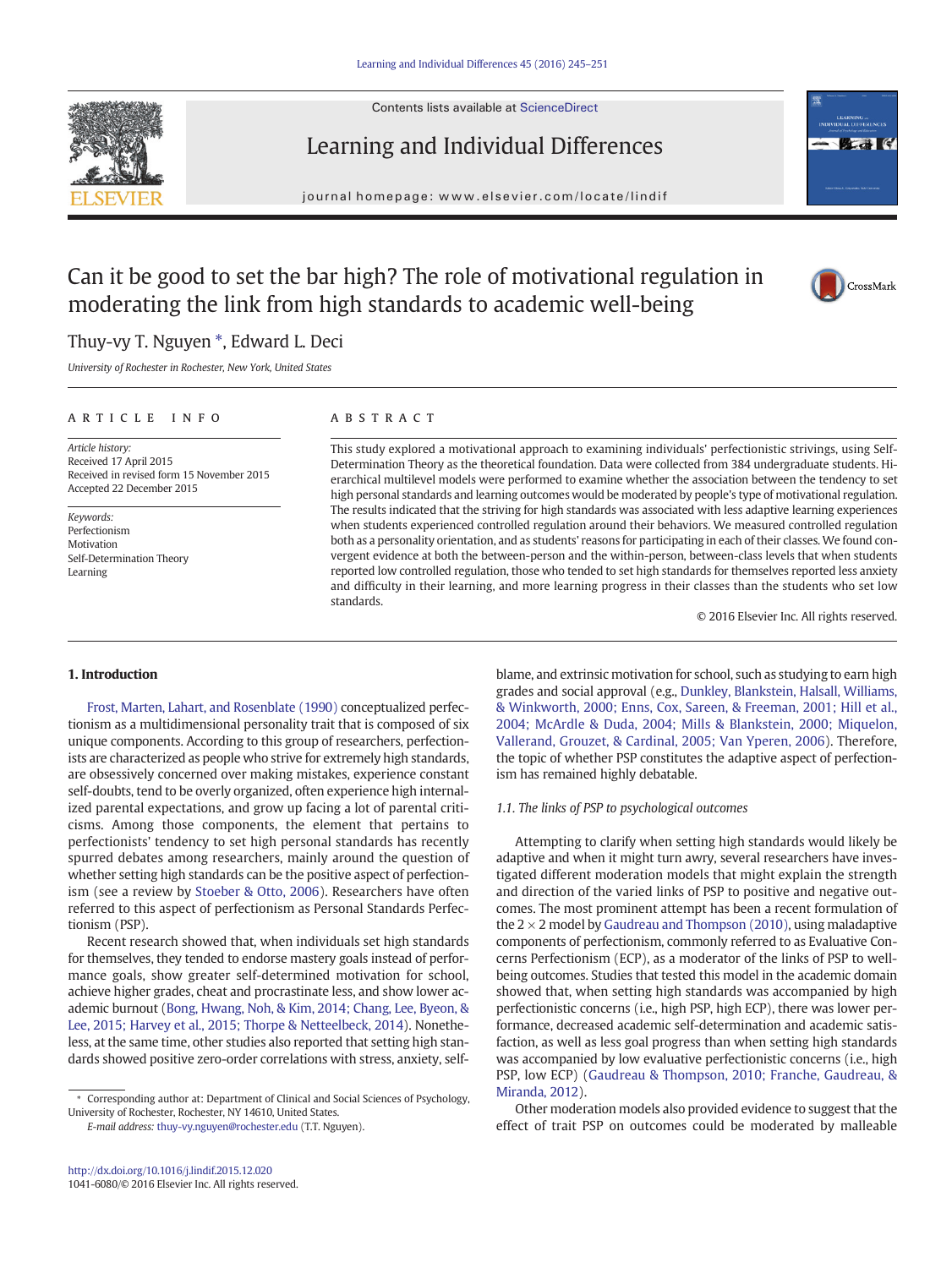# Can it be good to set the bar high? The role of motivational regulation in moderating the link from high standards to academic well-being

Thuy-vy T. Nguyen *, Edward L. Deci

*University of Rochester in Rochester, New York, United States*

## ARTICLE INFO

*Article history:*
Received 17 April 2015
Received in revised form 15 November 2015
Accepted 22 December 2015

*Keywords:*
Perfectionism
Motivation
Self-Determination Theory
Learning

## ABSTRACT

This study explored a motivational approach to examining individuals' perfectionistic strivings, using Self-Determination Theory as the theoretical foundation. Data were collected from 384 undergraduate students. Hierarchical multilevel models were performed to examine whether the association between the tendency to set high personal standards and learning outcomes would be moderated by people's type of motivational regulation. The results indicated that the striving for high standards was associated with less adaptive learning experiences when students experienced controlled regulation around their behaviors. We measured controlled regulation both as a personality orientation, and as students' reasons for participating in each of their classes. We found convergent evidence at both the between-person and the within-person, between-class levels that when students reported low controlled regulation, those who tended to set high standards for themselves reported less anxiety and difficulty in their learning, and more learning progress in their classes than the students who set low standards.

© 2016 Elsevier Inc. All rights reserved.

## 1. Introduction

Frost, Marten, Lahart, and Rosenblate (1990) conceptualized perfectionism as a multidimensional personality trait that is composed of six unique components. According to this group of researchers, perfectionists are characterized as people who strive for extremely high standards, are obsessively concerned over making mistakes, experience constant self-doubts, tend to be overly organized, often experience high internalized parental expectations, and grow up facing a lot of parental criticisms. Among those components, the element that pertains to perfectionists' tendency to set high personal standards has recently spurred debates among researchers, mainly around the question of whether setting high standards can be the positive aspect of perfectionism (see a review by Stoeber & Otto, 2006). Researchers have often referred to this aspect of perfectionism as Personal Standards Perfectionism (PSP).

Recent research showed that, when individuals set high standards for themselves, they tended to endorse mastery goals instead of performance goals, show greater self-determined motivation for school, achieve higher grades, cheat and procrastinate less, and show lower academic burnout (Bong, Hwang, Noh, & Kim, 2014; Chang, Lee, Byeon, & Lee, 2015; Harvey et al., 2015; Thorpe & Netteelbeck, 2014). Nonetheless, at the same time, other studies also reported that setting high standards showed positive zero-order correlations with stress, anxiety, self-blame, and extrinsic motivation for school, such as studying to earn high grades and social approval (e.g., Dunkley, Blankstein, Halsall, Williams, & Winkworth, 2000; Enns, Cox, Sareen, & Freeman, 2001; Hill et al., 2004; McArdle & Duda, 2004; Mills & Blankstein, 2000; Miquelon, Vallerand, Grouzet, & Cardinal, 2005; Van Yperen, 2006). Therefore, the topic of whether PSP constitutes the adaptive aspect of perfectionism has remained highly debatable.

### 1.1. The links of PSP to psychological outcomes

Attempting to clarify when setting high standards would likely be adaptive and when it might turn awry, several researchers have investigated different moderation models that might explain the strength and direction of the varied links of PSP to positive and negative outcomes. The most prominent attempt has been a recent formulation of the 2 × 2 model by Gaudreau and Thompson (2010), using maladaptive components of perfectionism, commonly referred to as Evaluative Concerns Perfectionism (ECP), as a moderator of the links of PSP to well-being outcomes. Studies that tested this model in the academic domain showed that, when setting high standards was accompanied by high perfectionistic concerns (i.e., high PSP, high ECP), there was lower performance, decreased academic self-determination and academic satisfaction, as well as less goal progress than when setting high standards was accompanied by low evaluative perfectionistic concerns (i.e., high PSP, low ECP) (Gaudreau & Thompson, 2010; Franche, Gaudreau, & Miranda, 2012).

Other moderation models also provided evidence to suggest that the effect of trait PSP on outcomes could be moderated by malleable

\* Corresponding author at: Department of Clinical and Social Sciences of Psychology, University of Rochester, Rochester, NY 14610, United States.
*E-mail address:* thuy-vy.nguyen@rochester.edu (T.T. Nguyen).

http://dx.doi.org/10.1016/j.lindif.2015.12.020
1041-6080/© 2016 Elsevier Inc. All rights reserved.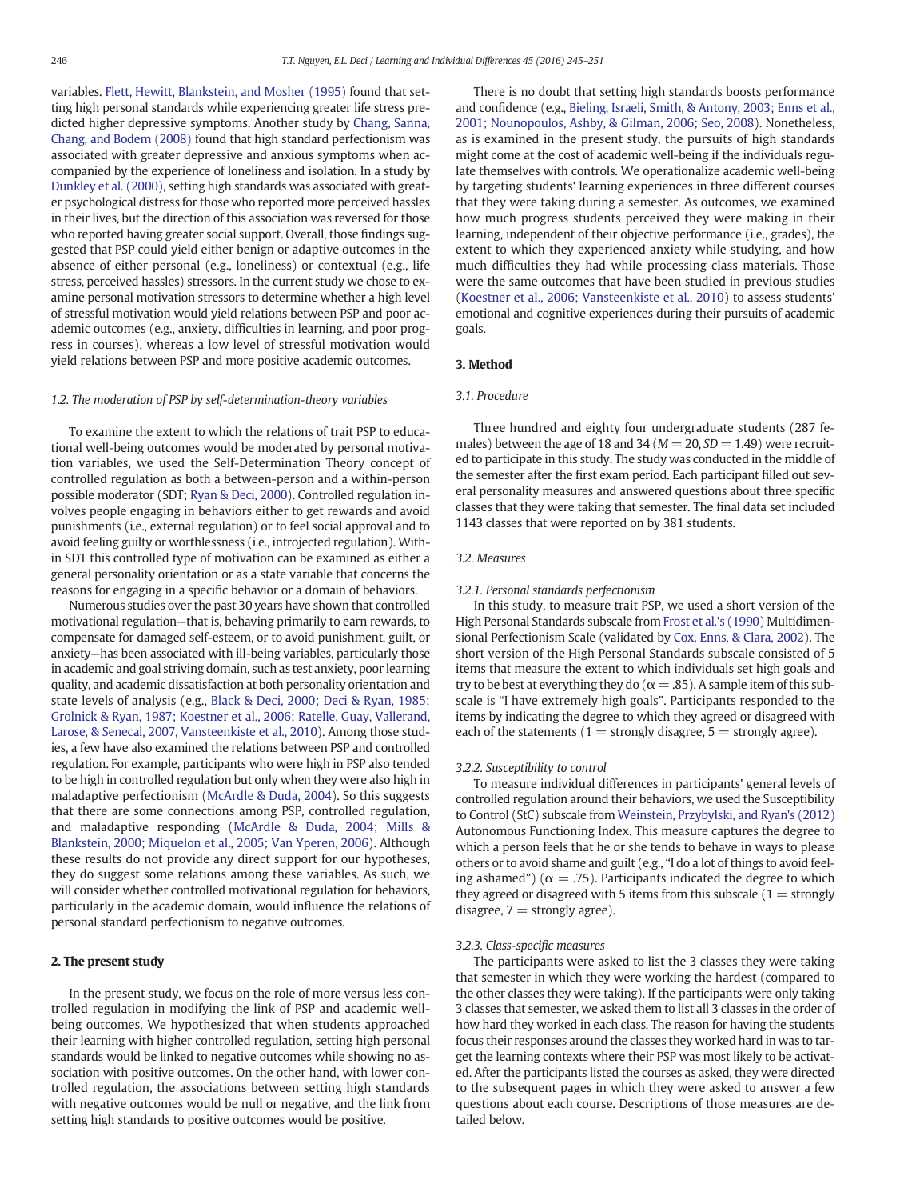variables. Flett, Hewitt, Blankstein, and Mosher (1995) found that setting high personal standards while experiencing greater life stress predicted higher depressive symptoms. Another study by Chang, Sanna, Chang, and Bodem (2008) found that high standard perfectionism was associated with greater depressive and anxious symptoms when accompanied by the experience of loneliness and isolation. In a study by Dunkley et al. (2000), setting high standards was associated with greater psychological distress for those who reported more perceived hassles in their lives, but the direction of this association was reversed for those who reported having greater social support. Overall, those findings suggested that PSP could yield either benign or adaptive outcomes in the absence of either personal (e.g., loneliness) or contextual (e.g., life stress, perceived hassles) stressors. In the current study we chose to examine personal motivation stressors to determine whether a high level of stressful motivation would yield relations between PSP and poor academic outcomes (e.g., anxiety, difficulties in learning, and poor progress in courses), whereas a low level of stressful motivation would yield relations between PSP and more positive academic outcomes.

### 1.2. The moderation of PSP by self-determination-theory variables

To examine the extent to which the relations of trait PSP to educational well-being outcomes would be moderated by personal motivation variables, we used the Self-Determination Theory concept of controlled regulation as both a between-person and a within-person possible moderator (SDT; Ryan & Deci, 2000). Controlled regulation involves people engaging in behaviors either to get rewards and avoid punishments (i.e., external regulation) or to feel social approval and to avoid feeling guilty or worthlessness (i.e., introjected regulation). Within SDT this controlled type of motivation can be examined as either a general personality orientation or as a state variable that concerns the reasons for engaging in a specific behavior or a domain of behaviors.

Numerous studies over the past 30 years have shown that controlled motivational regulation—that is, behaving primarily to earn rewards, to compensate for damaged self-esteem, or to avoid punishment, guilt, or anxiety—has been associated with ill-being variables, particularly those in academic and goal striving domain, such as test anxiety, poor learning quality, and academic dissatisfaction at both personality orientation and state levels of analysis (e.g., Black & Deci, 2000; Deci & Ryan, 1985; Grolnick & Ryan, 1987; Koestner et al., 2006; Ratelle, Guay, Vallerand, Larose, & Senecal, 2007, Vansteenkiste et al., 2010). Among those studies, a few have also examined the relations between PSP and controlled regulation. For example, participants who were high in PSP also tended to be high in controlled regulation but only when they were also high in maladaptive perfectionism (McArdle & Duda, 2004). So this suggests that there are some connections among PSP, controlled regulation, and maladaptive responding (McArdle & Duda, 2004; Mills & Blankstein, 2000; Miquelon et al., 2005; Van Yperen, 2006). Although these results do not provide any direct support for our hypotheses, they do suggest some relations among these variables. As such, we will consider whether controlled motivational regulation for behaviors, particularly in the academic domain, would influence the relations of personal standard perfectionism to negative outcomes.

## 2. The present study

In the present study, we focus on the role of more versus less controlled regulation in modifying the link of PSP and academic well-being outcomes. We hypothesized that when students approached their learning with higher controlled regulation, setting high personal standards would be linked to negative outcomes while showing no association with positive outcomes. On the other hand, with lower controlled regulation, the associations between setting high standards with negative outcomes would be null or negative, and the link from setting high standards to positive outcomes would be positive.

There is no doubt that setting high standards boosts performance and confidence (e.g., Bieling, Israeli, Smith, & Antony, 2003; Enns et al., 2001; Nounopoulos, Ashby, & Gilman, 2006; Seo, 2008). Nonetheless, as is examined in the present study, the pursuits of high standards might come at the cost of academic well-being if the individuals regulate themselves with controls. We operationalize academic well-being by targeting students' learning experiences in three different courses that they were taking during a semester. As outcomes, we examined how much progress students perceived they were making in their learning, independent of their objective performance (i.e., grades), the extent to which they experienced anxiety while studying, and how much difficulties they had while processing class materials. Those were the same outcomes that have been studied in previous studies (Koestner et al., 2006; Vansteenkiste et al., 2010) to assess students' emotional and cognitive experiences during their pursuits of academic goals.

## 3. Method

### 3.1. Procedure

Three hundred and eighty four undergraduate students (287 females) between the age of 18 and 34 ($M = 20$, $SD = 1.49$) were recruited to participate in this study. The study was conducted in the middle of the semester after the first exam period. Each participant filled out several personality measures and answered questions about three specific classes that they were taking that semester. The final data set included 1143 classes that were reported on by 381 students.

### 3.2. Measures

#### 3.2.1. Personal standards perfectionism

In this study, to measure trait PSP, we used a short version of the High Personal Standards subscale from Frost et al.'s (1990) Multidimensional Perfectionism Scale (validated by Cox, Enns, & Clara, 2002). The short version of the High Personal Standards subscale consisted of 5 items that measure the extent to which individuals set high goals and try to be best at everything they do ($\alpha = .85$). A sample item of this subscale is "I have extremely high goals". Participants responded to the items by indicating the degree to which they agreed or disagreed with each of the statements (1 = strongly disagree, 5 = strongly agree).

#### 3.2.2. Susceptibility to control

To measure individual differences in participants' general levels of controlled regulation around their behaviors, we used the Susceptibility to Control (StC) subscale from Weinstein, Przybylski, and Ryan's (2012) Autonomous Functioning Index. This measure captures the degree to which a person feels that he or she tends to behave in ways to please others or to avoid shame and guilt (e.g., "I do a lot of things to avoid feeling ashamed") ($\alpha = .75$). Participants indicated the degree to which they agreed or disagreed with 5 items from this subscale (1 = strongly disagree, 7 = strongly agree).

#### 3.2.3. Class-specific measures

The participants were asked to list the 3 classes they were taking that semester in which they were working the hardest (compared to the other classes they were taking). If the participants were only taking 3 classes that semester, we asked them to list all 3 classes in the order of how hard they worked in each class. The reason for having the students focus their responses around the classes they worked hard in was to target the learning contexts where their PSP was most likely to be activated. After the participants listed the courses as asked, they were directed to the subsequent pages in which they were asked to answer a few questions about each course. Descriptions of those measures are detailed below.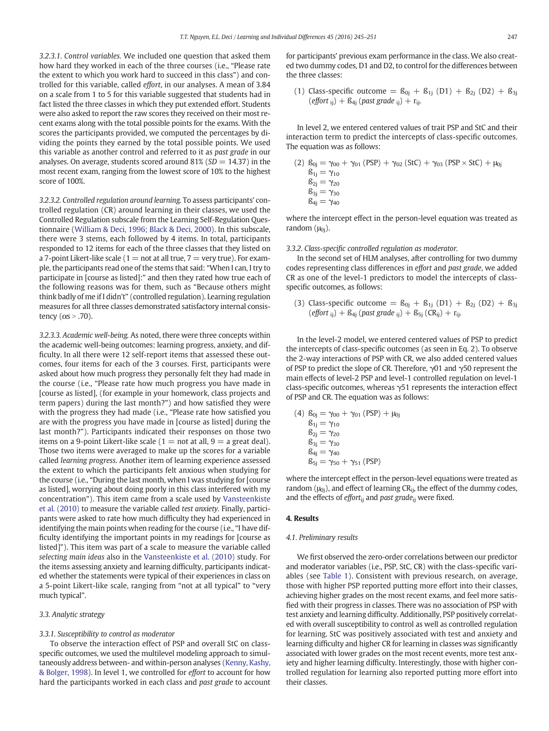*3.2.3.1. Control variables.* We included one question that asked them how hard they worked in each of the three courses (i.e., "Please rate the extent to which you work hard to succeed in this class") and controlled for this variable, called *effort*, in our analyses. A mean of 3.84 on a scale from 1 to 5 for this variable suggested that students had in fact listed the three classes in which they put extended effort. Students were also asked to report the raw scores they received on their most recent exams along with the total possible points for the exams. With the scores the participants provided, we computed the percentages by dividing the points they earned by the total possible points. We used this variable as another control and referred to it as *past grade* in our analyses. On average, students scored around 81% ($SD = 14.37$) in the most recent exam, ranging from the lowest score of 10% to the highest score of 100%.

*3.2.3.2. Controlled regulation around learning.* To assess participants' controlled regulation (CR) around learning in their classes, we used the Controlled Regulation subscale from the Learning Self-Regulation Questionnaire (William & Deci, 1996; Black & Deci, 2000). In this subscale, there were 3 stems, each followed by 4 items. In total, participants responded to 12 items for each of the three classes that they listed on a 7-point Likert-like scale (1 = not at all true, 7 = very true). For example, the participants read one of the stems that said: "When I can, I try to participate in [course as listed]:" and then they rated how true each of the following reasons was for them, such as "Because others might think badly of me if I didn't" (controlled regulation). Learning regulation measures for all three classes demonstrated satisfactory internal consistency ($\alpha s > .70$).

*3.2.3.3. Academic well-being.* As noted, there were three concepts within the academic well-being outcomes: learning progress, anxiety, and difficulty. In all there were 12 self-report items that assessed these outcomes, four items for each of the 3 courses. First, participants were asked about how much progress they personally felt they had made in the course (i.e., "Please rate how much progress you have made in [course as listed], (for example in your homework, class projects and term papers) during the last month?") and how satisfied they were with the progress they had made (i.e., "Please rate how satisfied you are with the progress you have made in [course as listed] during the last month?"). Participants indicated their responses on those two items on a 9-point Likert-like scale (1 = not at all, 9 = a great deal). Those two items were averaged to make up the scores for a variable called *learning progress*. Another item of learning experience assessed the extent to which the participants felt anxious when studying for the course (i.e., "During the last month, when I was studying for [course as listed], worrying about doing poorly in this class interfered with my concentration"). This item came from a scale used by Vansteenkiste et al. (2010) to measure the variable called *test anxiety*. Finally, participants were asked to rate how much difficulty they had experienced in identifying the main points when reading for the course (i.e., "I have difficulty identifying the important points in my readings for [course as listed]"). This item was part of a scale to measure the variable called *selecting main ideas* also in the Vansteenkiste et al. (2010) study. For the items assessing anxiety and learning difficulty, participants indicated whether the statements were typical of their experiences in class on a 5-point Likert-like scale, ranging from "not at all typical" to "very much typical".

### 3.3. Analytic strategy

*3.3.1. Susceptibility to control as moderator*

To observe the interaction effect of PSP and overall StC on class-specific outcomes, we used the multilevel modeling approach to simultaneously address between- and within-person analyses (Kenny, Kashy, & Bolger, 1998). In level 1, we controlled for *effort* to account for how hard the participants worked in each class and *past grade* to account for participants' previous exam performance in the class. We also created two dummy codes, D1 and D2, to control for the differences between the three classes:

(1) $\text{Class-specific outcome} = \beta_{0j} + \beta_{1j}\,(D1) + \beta_{2j}\,(D2) + \beta_{3j}\,(\textit{effort}_{ij}) + \beta_{4j}\,(\textit{past grade}_{ij}) + r_{ij}.$

In level 2, we entered centered values of trait PSP and StC and their interaction term to predict the intercepts of class-specific outcomes. The equation was as follows:

(2)
$$\beta_{0j} = \gamma_{00} + \gamma_{01}\,(PSP) + \gamma_{02}\,(StC) + \gamma_{03}\,(PSP \times StC) + \mu_{0j}$$
$$\beta_{1j} = \gamma_{10}$$
$$\beta_{2j} = \gamma_{20}$$
$$\beta_{3j} = \gamma_{30}$$
$$\beta_{4j} = \gamma_{40}$$

where the intercept effect in the person-level equation was treated as random ($\mu_{0j}$).

*3.3.2. Class-specific controlled regulation as moderator.*

In the second set of HLM analyses, after controlling for two dummy codes representing class differences in *effort* and *past grade*, we added CR as one of the level-1 predictors to model the intercepts of class-specific outcomes, as follows:

(3) $\text{Class-specific outcome} = \beta_{0j} + \beta_{1j}\,(D1) + \beta_{2j}\,(D2) + \beta_{3j}\,(\textit{effort}_{ij}) + \beta_{4j}\,(\textit{past grade}_{ij}) + \beta_{5j}\,(CR_{ij}) + r_{ij}.$

In the level-2 model, we entered centered values of PSP to predict the intercepts of class-specific outcomes (as seen in Eq. 2). To observe the 2-way interactions of PSP with CR, we also added centered values of PSP to predict the slope of CR. Therefore, $\gamma$01 and $\gamma$50 represent the main effects of level-2 PSP and level-1 controlled regulation on level-1 class-specific outcomes, whereas $\gamma$51 represents the interaction effect of PSP and CR. The equation was as follows:

(4)
$$\beta_{0j} = \gamma_{00} + \gamma_{01}\,(PSP) + \mu_{0j}$$
$$\beta_{1j} = \gamma_{10}$$
$$\beta_{2j} = \gamma_{20}$$
$$\beta_{3j} = \gamma_{30}$$
$$\beta_{4j} = \gamma_{40}$$
$$\beta_{5j} = \gamma_{50} + \gamma_{51}\,(PSP)$$

where the intercept effect in the person-level equations were treated as random ($\mu_{0j}$), and effect of learning $CR_{ij}$, the effect of the dummy codes, and the effects of $\textit{effort}_{ij}$ and $\textit{past grade}_{ij}$ were fixed.

## 4. Results

### 4.1. Preliminary results

We first observed the zero-order correlations between our predictor and moderator variables (i.e., PSP, StC, CR) with the class-specific variables (see Table 1). Consistent with previous research, on average, those with higher PSP reported putting more effort into their classes, achieving higher grades on the most recent exams, and feel more satisfied with their progress in classes. There was no association of PSP with test anxiety and learning difficulty. Additionally, PSP positively correlated with overall susceptibility to control as well as controlled regulation for learning. StC was positively associated with test and anxiety and learning difficulty and higher CR for learning in classes was significantly associated with lower grades on the most recent events, more test anxiety and higher learning difficulty. Interestingly, those with higher controlled regulation for learning also reported putting more effort into their classes.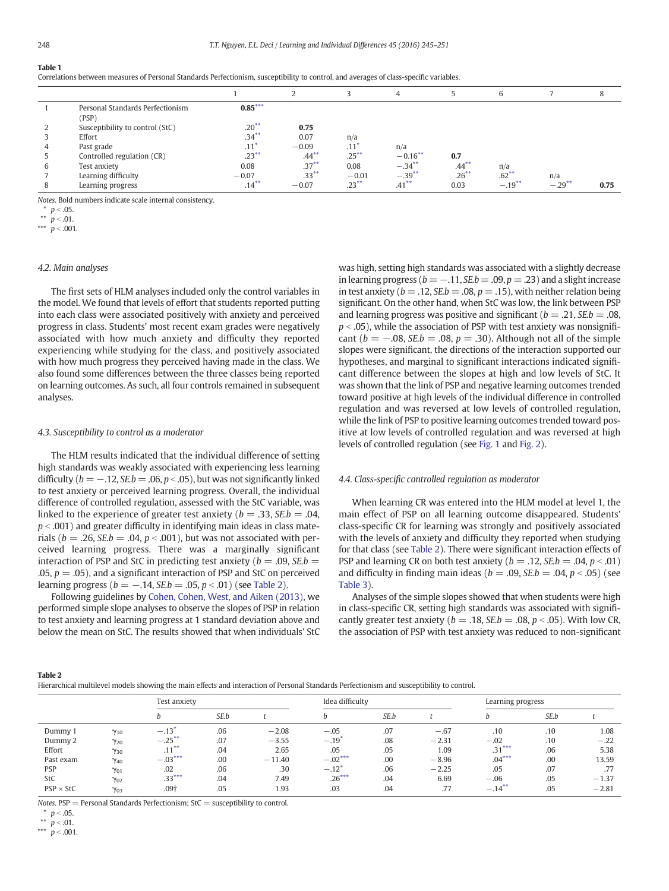**Table 1**
Correlations between measures of Personal Standards Perfectionism, susceptibility to control, and averages of class-specific variables.

| | | 1 | 2 | 3 | 4 | 5 | 6 | 7 | 8 |
|---|---|---|---|---|---|---|---|---|---|
| 1 | Personal Standards Perfectionism (PSP) | **0.85*** | | | | | | | |
| 2 | Susceptibility to control (StC) | .20** | **0.75** | | | | | | |
| 3 | Effort | .34** | 0.07 | n/a | | | | | |
| 4 | Past grade | .11* | −0.09 | .11* | n/a | | | | |
| 5 | Controlled regulation (CR) | .23** | .44** | .25** | −0.16** | **0.7** | | | |
| 6 | Test anxiety | 0.08 | .37** | 0.08 | −.34** | .44** | n/a | | |
| 7 | Learning difficulty | −0.07 | .33** | −0.01 | −.39** | .26** | .62** | n/a | |
| 8 | Learning progress | .14** | −0.07 | .23** | .41** | 0.03 | −.19** | −.29** | **0.75** |

*Notes.* Bold numbers indicate scale internal consistency.
\* $p < .05$.
\*\* $p < .01$.
\*\*\* $p < .001$.

### 4.2. Main analyses

The first sets of HLM analyses included only the control variables in the model. We found that levels of effort that students reported putting into each class were associated positively with anxiety and perceived progress in class. Students' most recent exam grades were negatively associated with how much anxiety and difficulty they reported experiencing while studying for the class, and positively associated with how much progress they perceived having made in the class. We also found some differences between the three classes being reported on learning outcomes. As such, all four controls remained in subsequent analyses.

### 4.3. Susceptibility to control as a moderator

The HLM results indicated that the individual difference of setting high standards was weakly associated with experiencing less learning difficulty ($b = -.12$, $SE.b = .06$, $p < .05$), but was not significantly linked to test anxiety or perceived learning progress. Overall, the individual difference of controlled regulation, assessed with the StC variable, was linked to the experience of greater test anxiety ($b = .33$, $SE.b = .04$, $p < .001$) and greater difficulty in identifying main ideas in class materials ($b = .26$, $SE.b = .04$, $p < .001$), but was not associated with perceived learning progress. There was a marginally significant interaction of PSP and StC in predicting test anxiety ($b = .09$, $SE.b = .05$, $p = .05$), and a significant interaction of PSP and StC on perceived learning progress ($b = -.14$, $SE.b = .05$, $p < .01$) (see Table 2).

Following guidelines by Cohen, Cohen, West, and Aiken (2013), we performed simple slope analyses to observe the slopes of PSP in relation to test anxiety and learning progress at 1 standard deviation above and below the mean on StC. The results showed that when individuals' StC was high, setting high standards was associated with a slightly decrease in learning progress ($b = -.11$, $SE.b = .09$, $p = .23$) and a slight increase in test anxiety ($b = .12$, $SE.b = .08$, $p = .15$), with neither relation being significant. On the other hand, when StC was low, the link between PSP and learning progress was positive and significant ($b = .21$, $SE.b = .08$, $p < .05$), while the association of PSP with test anxiety was nonsignificant ($b = -.08$, $SE.b = .08$, $p = .30$). Although not all of the simple slopes were significant, the directions of the interaction supported our hypotheses, and marginal to significant interactions indicated significant difference between the slopes at high and low levels of StC. It was shown that the link of PSP and negative learning outcomes trended toward positive at high levels of the individual difference in controlled regulation and was reversed at low levels of controlled regulation, while the link of PSP to positive learning outcomes trended toward positive at low levels of controlled regulation and was reversed at high levels of controlled regulation (see Fig. 1 and Fig. 2).

### 4.4. Class-specific controlled regulation as moderator

When learning CR was entered into the HLM model at level 1, the main effect of PSP on all learning outcome disappeared. Students' class-specific CR for learning was strongly and positively associated with the levels of anxiety and difficulty they reported when studying for that class (see Table 2). There were significant interaction effects of PSP and learning CR on both test anxiety ($b = .12$, $SE.b = .04$, $p < .01$) and difficulty in finding main ideas ($b = .09$, $SE.b = .04$, $p < .05$) (see Table 3).

Analyses of the simple slopes showed that when students were high in class-specific CR, setting high standards was associated with significantly greater test anxiety ($b = .18$, $SE.b = .08$, $p < .05$). With low CR, the association of PSP with test anxiety was reduced to non-significant

**Table 2**
Hierarchical multilevel models showing the main effects and interaction of Personal Standards Perfectionism and susceptibility to control.

| | | Test anxiety | | | Idea difficulty | | | Learning progress | | |
|---|---|---|---|---|---|---|---|---|---|---|
| | | *b* | *SE.b* | *t* | *b* | *SE.b* | *t* | *b* | *SE.b* | *t* |
| Dummy 1 | $\gamma_{10}$ | −.13* | .06 | −2.08 | −.05 | .07 | −.67 | .10 | .10 | 1.08 |
| Dummy 2 | $\gamma_{20}$ | −.25** | .07 | −3.55 | −.19* | .08 | −2.31 | −.02 | .10 | −.22 |
| Effort | $\gamma_{30}$ | .11** | .04 | 2.65 | .05 | .05 | 1.09 | .31*** | .06 | 5.38 |
| Past exam | $\gamma_{40}$ | −.03*** | .00 | −11.40 | −.02*** | .00 | −8.96 | .04*** | .00 | 13.59 |
| PSP | $\gamma_{01}$ | .02 | .06 | .30 | −.12* | .06 | −2.25 | .05 | .07 | .77 |
| StC | $\gamma_{02}$ | .33*** | .04 | 7.49 | .26*** | .04 | 6.69 | −.06 | .05 | −1.37 |
| PSP × StC | $\gamma_{03}$ | .09† | .05 | 1.93 | .03 | .04 | .77 | −.14** | .05 | −2.81 |

*Notes.* PSP = Personal Standards Perfectionism; StC = susceptibility to control.
\* $p < .05$.
\*\* $p < .01$.
\*\*\* $p < .001$.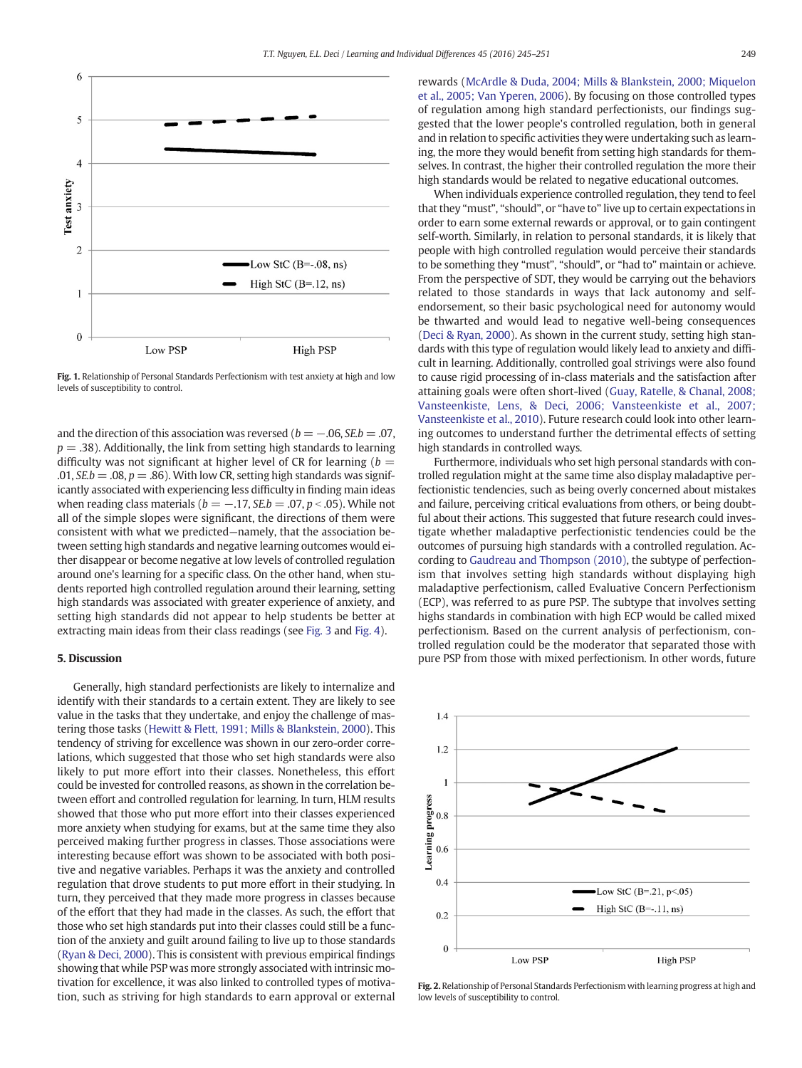6

5

4

Test anxiety

3

2

1

0

Low PSP

High PSP

Low StC (B=-.08, ns)

High StC (B=.12, ns)

**Fig. 1.** Relationship of Personal Standards Perfectionism with test anxiety at high and low levels of susceptibility to control.

and the direction of this association was reversed ($b = -.06$, $SE.b = .07$, $p = .38$). Additionally, the link from setting high standards to learning difficulty was not significant at higher level of CR for learning ($b = .01$, $SE.b = .08$, $p = .86$). With low CR, setting high standards was significantly associated with experiencing less difficulty in finding main ideas when reading class materials ($b = -.17$, $SE.b = .07$, $p < .05$). While not all of the simple slopes were significant, the directions of them were consistent with what we predicted—namely, that the association between setting high standards and negative learning outcomes would either disappear or become negative at low levels of controlled regulation around one's learning for a specific class. On the other hand, when students reported high controlled regulation around their learning, setting high standards was associated with greater experience of anxiety, and setting high standards did not appear to help students be better at extracting main ideas from their class readings (see Fig. 3 and Fig. 4).

## 5. Discussion

Generally, high standard perfectionists are likely to internalize and identify with their standards to a certain extent. They are likely to see value in the tasks that they undertake, and enjoy the challenge of mastering those tasks (Hewitt & Flett, 1991; Mills & Blankstein, 2000). This tendency of striving for excellence was shown in our zero-order correlations, which suggested that those who set high standards were also likely to put more effort into their classes. Nonetheless, this effort could be invested for controlled reasons, as shown in the correlation between effort and controlled regulation for learning. In turn, HLM results showed that those who put more effort into their classes experienced more anxiety when studying for exams, but at the same time they also perceived making further progress in classes. Those associations were interesting because effort was shown to be associated with both positive and negative variables. Perhaps it was the anxiety and controlled regulation that drove students to put more effort in their studying. In turn, they perceived that they made more progress in classes because of the effort that they had made in the classes. As such, the effort that those who set high standards put into their classes could still be a function of the anxiety and guilt around failing to live up to those standards (Ryan & Deci, 2000). This is consistent with previous empirical findings showing that while PSP was more strongly associated with intrinsic motivation for excellence, it was also linked to controlled types of motivation, such as striving for high standards to earn approval or external rewards (McArdle & Duda, 2004; Mills & Blankstein, 2000; Miquelon et al., 2005; Van Yperen, 2006). By focusing on those controlled types of regulation among high standard perfectionists, our findings suggested that the lower people's controlled regulation, both in general and in relation to specific activities they were undertaking such as learning, the more they would benefit from setting high standards for themselves. In contrast, the higher their controlled regulation the more their high standards would be related to negative educational outcomes.

When individuals experience controlled regulation, they tend to feel that they "must", "should", or "have to" live up to certain expectations in order to earn some external rewards or approval, or to gain contingent self-worth. Similarly, in relation to personal standards, it is likely that people with high controlled regulation would perceive their standards to be something they "must", "should", or "had to" maintain or achieve. From the perspective of SDT, they would be carrying out the behaviors related to those standards in ways that lack autonomy and self-endorsement, so their basic psychological need for autonomy would be thwarted and would lead to negative well-being consequences (Deci & Ryan, 2000). As shown in the current study, setting high standards with this type of regulation would likely lead to anxiety and difficult in learning. Additionally, controlled goal strivings were also found to cause rigid processing of in-class materials and the satisfaction after attaining goals were often short-lived (Guay, Ratelle, & Chanal, 2008; Vansteenkiste, Lens, & Deci, 2006; Vansteenkiste et al., 2007; Vansteenkiste et al., 2010). Future research could look into other learning outcomes to understand further the detrimental effects of setting high standards in controlled ways.

Furthermore, individuals who set high personal standards with controlled regulation might at the same time also display maladaptive perfectionistic tendencies, such as being overly concerned about mistakes and failure, perceiving critical evaluations from others, or being doubtful about their actions. This suggested that future research could investigate whether maladaptive perfectionistic tendencies could be the outcomes of pursuing high standards with controlled regulation. According to Gaudreau and Thompson (2010), the subtype of perfectionism that involves setting high standards without displaying high maladaptive perfectionism, called Evaluative Concern Perfectionism (ECP), was referred to as pure PSP. The subtype that involves setting highs standards in combination with high ECP would be called mixed perfectionism. Based on the current analysis of perfectionism, controlled regulation could be the moderator that separated those with pure PSP from those with mixed perfectionism. In other words, future

1.4

1.2

1

0.8

0.6

0.4

0.2

0

Learning progress

Low PSP

High PSP

Low StC (B=.21, p<.05)

High StC (B=-.11, ns)

**Fig. 2.** Relationship of Personal Standards Perfectionism with learning progress at high and low levels of susceptibility to control.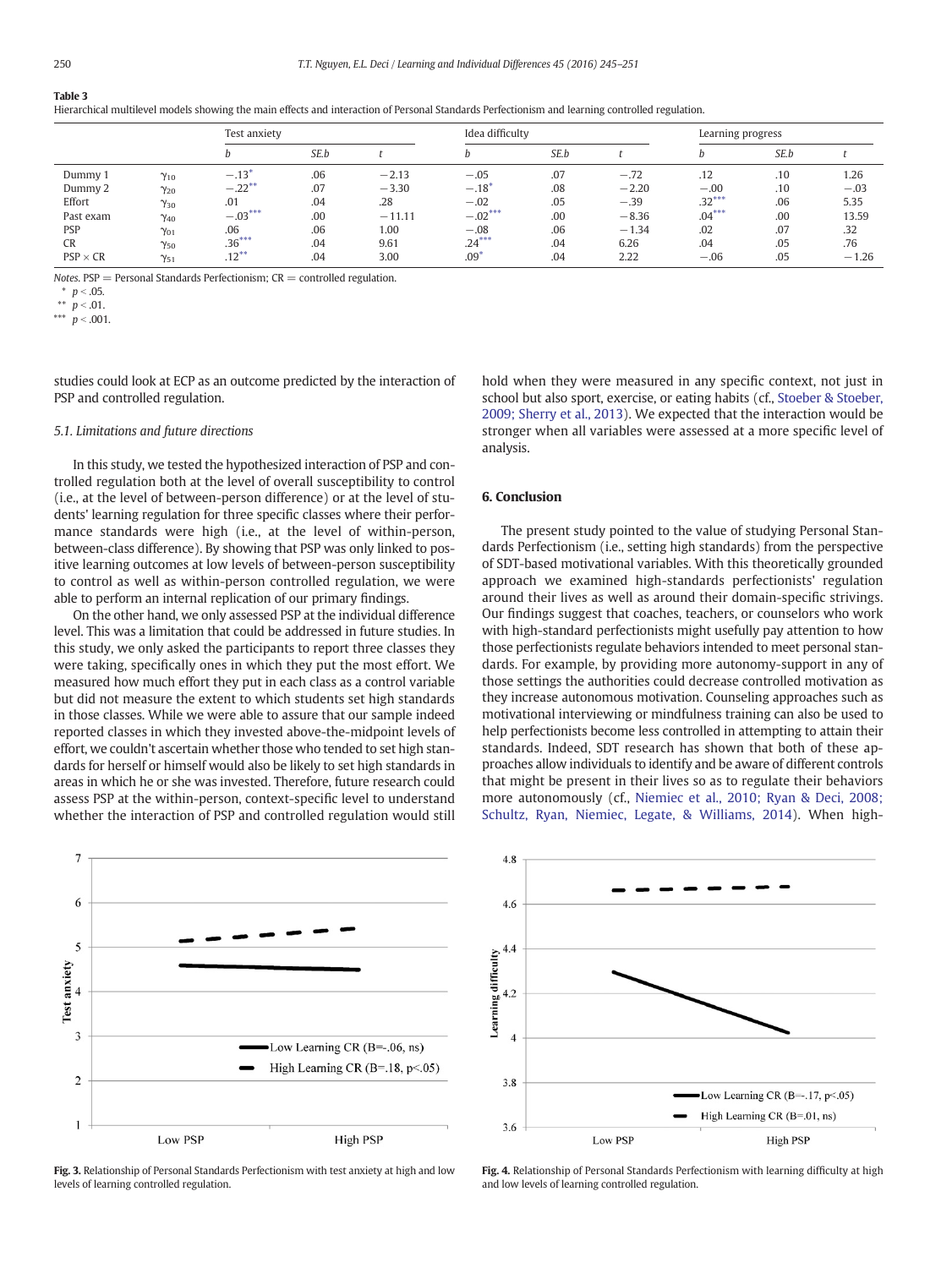**Table 3**
Hierarchical multilevel models showing the main effects and interaction of Personal Standards Perfectionism and learning controlled regulation.

| | | Test anxiety | | | Idea difficulty | | | Learning progress | | |
|---|---|---|---|---|---|---|---|---|---|---|
| | | $b$ | SE.b | $t$ | $b$ | SE.b | $t$ | $b$ | SE.b | $t$ |
| Dummy 1 | $\gamma_{10}$ | −.13* | .06 | −2.13 | −.05 | .07 | −.72 | .12 | .10 | 1.26 |
| Dummy 2 | $\gamma_{20}$ | −.22** | .07 | −3.30 | −.18* | .08 | −2.20 | −.00 | .10 | −.03 |
| Effort | $\gamma_{30}$ | .01 | .04 | .28 | −.02 | .05 | −.39 | .32*** | .06 | 5.35 |
| Past exam | $\gamma_{40}$ | −.03*** | .00 | −11.11 | −.02*** | .00 | −8.36 | .04*** | .00 | 13.59 |
| PSP | $\gamma_{01}$ | .06 | .06 | 1.00 | −.08 | .06 | −1.34 | .02 | .07 | .32 |
| CR | $\gamma_{50}$ | .36*** | .04 | 9.61 | .24*** | .04 | 6.26 | .04 | .05 | .76 |
| PSP × CR | $\gamma_{51}$ | .12** | .04 | 3.00 | .09* | .04 | 2.22 | −.06 | .05 | −1.26 |

*Notes.* PSP = Personal Standards Perfectionism; CR = controlled regulation.
\* $p < .05$.
\*\* $p < .01$.
\*\*\* $p < .001$.

studies could look at ECP as an outcome predicted by the interaction of PSP and controlled regulation.

### 5.1. Limitations and future directions

In this study, we tested the hypothesized interaction of PSP and controlled regulation both at the level of overall susceptibility to control (i.e., at the level of between-person difference) or at the level of students' learning regulation for three specific classes where their performance standards were high (i.e., at the level of within-person, between-class difference). By showing that PSP was only linked to positive learning outcomes at low levels of between-person susceptibility to control as well as within-person controlled regulation, we were able to perform an internal replication of our primary findings.

On the other hand, we only assessed PSP at the individual difference level. This was a limitation that could be addressed in future studies. In this study, we only asked the participants to report three classes they were taking, specifically ones in which they put the most effort. We measured how much effort they put in each class as a control variable but did not measure the extent to which students set high standards in those classes. While we were able to assure that our sample indeed reported classes in which they invested above-the-midpoint levels of effort, we couldn't ascertain whether those who tended to set high standards for herself or himself would also be likely to set high standards in areas in which he or she was invested. Therefore, future research could assess PSP at the within-person, context-specific level to understand whether the interaction of PSP and controlled regulation would still hold when they were measured in any specific context, not just in school but also sport, exercise, or eating habits (cf., Stoeber & Stoeber, 2009; Sherry et al., 2013). We expected that the interaction would be stronger when all variables were assessed at a more specific level of analysis.

## 6. Conclusion

The present study pointed to the value of studying Personal Standards Perfectionism (i.e., setting high standards) from the perspective of SDT-based motivational variables. With this theoretically grounded approach we examined high-standards perfectionists' regulation around their lives as well as around their domain-specific strivings. Our findings suggest that coaches, teachers, or counselors who work with high-standard perfectionists might usefully pay attention to how those perfectionists regulate behaviors intended to meet personal standards. For example, by providing more autonomy-support in any of those settings the authorities could decrease controlled motivation as they increase autonomous motivation. Counseling approaches such as motivational interviewing or mindfulness training can also be used to help perfectionists become less controlled in attempting to attain their standards. Indeed, SDT research has shown that both of these approaches allow individuals to identify and be aware of different controls that might be present in their lives so as to regulate their behaviors more autonomously (cf., Niemiec et al., 2010; Ryan & Deci, 2008; Schultz, Ryan, Niemiec, Legate, & Williams, 2014). When high-

Test anxiety
7
6
5
4
3
2
1
Low PSP
High PSP
Low Learning CR (B=-.06, ns)
High Learning CR (B=.18, p<.05)

**Fig. 3.** Relationship of Personal Standards Perfectionism with test anxiety at high and low levels of learning controlled regulation.

Learning difficulty
4.8
4.6
4.4
4.2
4
3.8
3.6
Low PSP
High PSP
Low Learning CR (B=-.17, p<.05)
High Learning CR (B=.01, ns)

**Fig. 4.** Relationship of Personal Standards Perfectionism with learning difficulty at high and low levels of learning controlled regulation.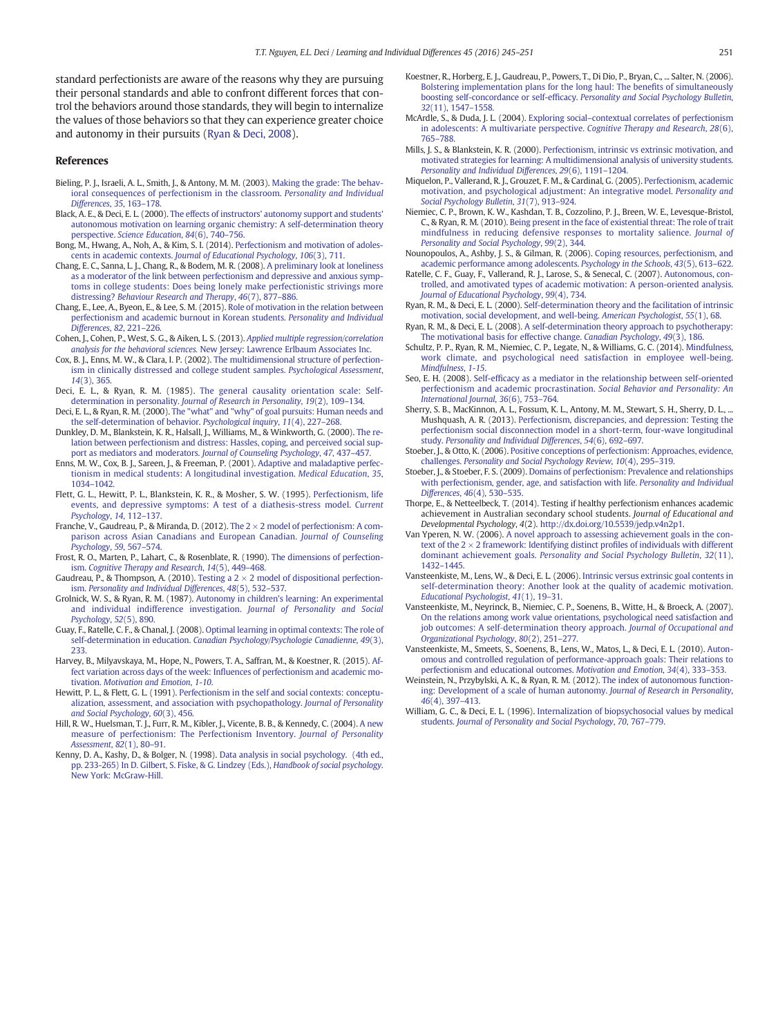standard perfectionists are aware of the reasons why they are pursuing their personal standards and able to confront different forces that control the behaviors around those standards, they will begin to internalize the values of those behaviors so that they can experience greater choice and autonomy in their pursuits (Ryan & Deci, 2008).

## References

Bieling, P. J., Israeli, A. L., Smith, J., & Antony, M. M. (2003). Making the grade: The behavioral consequences of perfectionism in the classroom. *Personality and Individual Differences*, *35*, 163–178.

Black, A. E., & Deci, E. L. (2000). The effects of instructors' autonomy support and students' autonomous motivation on learning organic chemistry: A self-determination theory perspective. *Science Education*, *84*(6), 740–756.

Bong, M., Hwang, A., Noh, A., & Kim, S. I. (2014). Perfectionism and motivation of adolescents in academic contexts. *Journal of Educational Psychology*, *106*(3), 711.

Chang, E. C., Sanna, L. J., Chang, R., & Bodem, M. R. (2008). A preliminary look at loneliness as a moderator of the link between perfectionism and depressive and anxious symptoms in college students: Does being lonely make perfectionistic strivings more distressing? *Behaviour Research and Therapy*, *46*(7), 877–886.

Chang, E., Lee, A., Byeon, E., & Lee, S. M. (2015). Role of motivation in the relation between perfectionism and academic burnout in Korean students. *Personality and Individual Differences*, *82*, 221–226.

Cohen, J., Cohen, P., West, S. G., & Aiken, L. S. (2013). *Applied multiple regression/correlation analysis for the behavioral sciences*. New Jersey: Lawrence Erlbaum Associates Inc.

Cox, B. J., Enns, M. W., & Clara, I. P. (2002). The multidimensional structure of perfectionism in clinically distressed and college student samples. *Psychological Assessment*, *14*(3), 365.

Deci, E. L., & Ryan, R. M. (1985). The general causality orientation scale: Self-determination in personality. *Journal of Research in Personality*, *19*(2), 109–134.

Deci, E. L., & Ryan, R. M. (2000). The "what" and "why" of goal pursuits: Human needs and the self-determination of behavior. *Psychological inquiry*, *11*(4), 227–268.

Dunkley, D. M., Blankstein, K. R., Halsall, J., Williams, M., & Winkworth, G. (2000). The relation between perfectionism and distress: Hassles, coping, and perceived social support as mediators and moderators. *Journal of Counseling Psychology*, *47*, 437–457.

Enns, M. W., Cox, B. J., Sareen, J., & Freeman, P. (2001). Adaptive and maladaptive perfectionism in medical students: A longitudinal investigation. *Medical Education*, *35*, 1034–1042.

Flett, G. L., Hewitt, P. L., Blankstein, K. R., & Mosher, S. W. (1995). Perfectionism, life events, and depressive symptoms: A test of a diathesis-stress model. *Current Psychology*, *14*, 112–137.

Franche, V., Gaudreau, P., & Miranda, D. (2012). The 2 × 2 model of perfectionism: A comparison across Asian Canadians and European Canadian. *Journal of Counseling Psychology*, *59*, 567–574.

Frost, R. O., Marten, P., Lahart, C., & Rosenblate, R. (1990). The dimensions of perfectionism. *Cognitive Therapy and Research*, *14*(5), 449–468.

Gaudreau, P., & Thompson, A. (2010). Testing a 2 × 2 model of dispositional perfectionism. *Personality and Individual Differences*, *48*(5), 532–537.

Grolnick, W. S., & Ryan, R. M. (1987). Autonomy in children's learning: An experimental and individual indifference investigation. *Journal of Personality and Social Psychology*, *52*(5), 890.

Guay, F., Ratelle, C. F., & Chanal, J. (2008). Optimal learning in optimal contexts: The role of self-determination in education. *Canadian Psychology/Psychologie Canadienne*, *49*(3), 233.

Harvey, B., Milyavskaya, M., Hope, N., Powers, T. A., Saffran, M., & Koestner, R. (2015). Affect variation across days of the week: Influences of perfectionism and academic motivation. *Motivation and Emotion*, *1-10*.

Hewitt, P. L., & Flett, G. L. (1991). Perfectionism in the self and social contexts: conceptualization, assessment, and association with psychopathology. *Journal of Personality and Social Psychology*, *60*(3), 456.

Hill, R. W., Huelsman, T. J., Furr, R. M., Kibler, J., Vicente, B. B., & Kennedy, C. (2004). A new measure of perfectionism: The Perfectionism Inventory. *Journal of Personality Assessment*, *82*(1), 80–91.

Kenny, D. A., Kashy, D., & Bolger, N. (1998). Data analysis in social psychology. (4th ed., pp. 233-265) In D. Gilbert, S. Fiske, & G. Lindzey (Eds.), *Handbook of social psychology*. New York: McGraw-Hill.

Koestner, R., Horberg, E. J., Gaudreau, P., Powers, T., Di Dio, P., Bryan, C., ... Salter, N. (2006). Bolstering implementation plans for the long haul: The benefits of simultaneously boosting self-concordance or self-efficacy. *Personality and Social Psychology Bulletin*, *32*(11), 1547–1558.

McArdle, S., & Duda, J. L. (2004). Exploring social–contextual correlates of perfectionism in adolescents: A multivariate perspective. *Cognitive Therapy and Research*, *28*(6), 765–788.

Mills, J. S., & Blankstein, K. R. (2000). Perfectionism, intrinsic vs extrinsic motivation, and motivated strategies for learning: A multidimensional analysis of university students. *Personality and Individual Differences*, *29*(6), 1191–1204.

Miquelon, P., Vallerand, R. J., Grouzet, F. M., & Cardinal, G. (2005). Perfectionism, academic motivation, and psychological adjustment: An integrative model. *Personality and Social Psychology Bulletin*, *31*(7), 913–924.

Niemiec, C. P., Brown, K. W., Kashdan, T. B., Cozzolino, P. J., Breen, W. E., Levesque-Bristol, C., & Ryan, R. M. (2010). Being present in the face of existential threat: The role of trait mindfulness in reducing defensive responses to mortality salience. *Journal of Personality and Social Psychology*, *99*(2), 344.

Nounopoulos, A., Ashby, J. S., & Gilman, R. (2006). Coping resources, perfectionism, and academic performance among adolescents. *Psychology in the Schools*, *43*(5), 613–622.

Ratelle, C. F., Guay, F., Vallerand, R. J., Larose, S., & Senecal, C. (2007). Autonomous, controlled, and amotivated types of academic motivation: A person-oriented analysis. *Journal of Educational Psychology*, *99*(4), 734.

Ryan, R. M., & Deci, E. L. (2000). Self-determination theory and the facilitation of intrinsic motivation, social development, and well-being. *American Psychologist*, *55*(1), 68.

Ryan, R. M., & Deci, E. L. (2008). A self-determination theory approach to psychotherapy: The motivational basis for effective change. *Canadian Psychology*, *49*(3), 186.

Schultz, P. P., Ryan, R. M., Niemiec, C. P., Legate, N., & Williams, G. C. (2014). Mindfulness, work climate, and psychological need satisfaction in employee well-being. *Mindfulness*, *1-15*.

Seo, E. H. (2008). Self-efficacy as a mediator in the relationship between self-oriented perfectionism and academic procrastination. *Social Behavior and Personality: An International Journal*, *36*(6), 753–764.

Sherry, S. B., MacKinnon, A. L., Fossum, K. L., Antony, M. M., Stewart, S. H., Sherry, D. L., ... Mushquash, A. R. (2013). Perfectionism, discrepancies, and depression: Testing the perfectionism social disconnection model in a short-term, four-wave longitudinal study. *Personality and Individual Differences*, *54*(6), 692–697.

Stoeber, J., & Otto, K. (2006). Positive conceptions of perfectionism: Approaches, evidence, challenges. *Personality and Social Psychology Review*, *10*(4), 295–319.

Stoeber, J., & Stoeber, F. S. (2009). Domains of perfectionism: Prevalence and relationships with perfectionism, gender, age, and satisfaction with life. *Personality and Individual Differences*, *46*(4), 530–535.

Thorpe, E., & Netteelbeck, T. (2014). Testing if healthy perfectionism enhances academic achievement in Australian secondary school students. *Journal of Educational and Developmental Psychology*, *4*(2). http://dx.doi.org/10.5539/jedp.v4n2p1.

Van Yperen, N. W. (2006). A novel approach to assessing achievement goals in the context of the 2 × 2 framework: Identifying distinct profiles of individuals with different dominant achievement goals. *Personality and Social Psychology Bulletin*, *32*(11), 1432–1445.

Vansteenkiste, M., Lens, W., & Deci, E. L. (2006). Intrinsic versus extrinsic goal contents in self-determination theory: Another look at the quality of academic motivation. *Educational Psychologist*, *41*(1), 19–31.

Vansteenkiste, M., Neyrinck, B., Niemiec, C. P., Soenens, B., Witte, H., & Broeck, A. (2007). On the relations among work value orientations, psychological need satisfaction and job outcomes: A self-determination theory approach. *Journal of Occupational and Organizational Psychology*, *80*(2), 251–277.

Vansteenkiste, M., Smeets, S., Soenens, B., Lens, W., Matos, L., & Deci, E. L. (2010). Autonomous and controlled regulation of performance-approach goals: Their relations to perfectionism and educational outcomes. *Motivation and Emotion*, *34*(4), 333–353.

Weinstein, N., Przybylski, A. K., & Ryan, R. M. (2012). The index of autonomous functioning: Development of a scale of human autonomy. *Journal of Research in Personality*, *46*(4), 397–413.

William, G. C., & Deci, E. L. (1996). Internalization of biopsychosocial values by medical students. *Journal of Personality and Social Psychology*, *70*, 767–779.